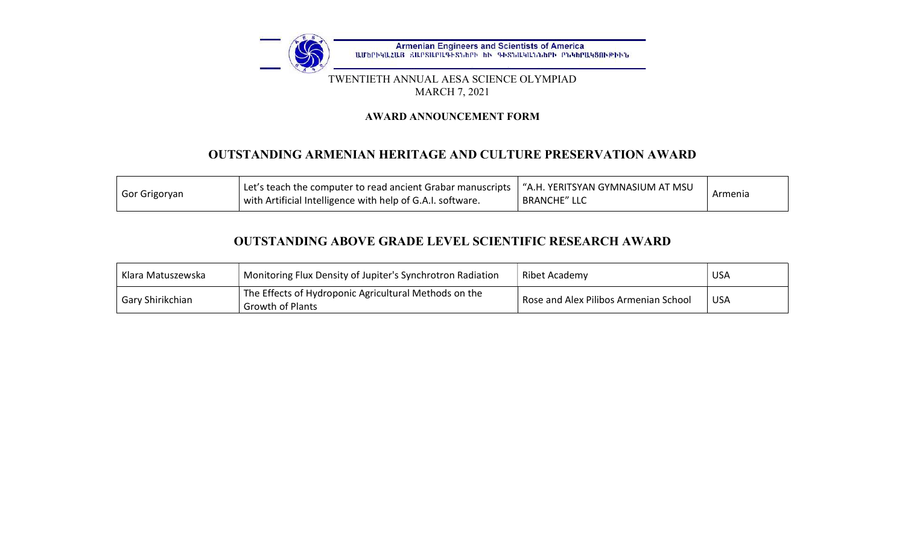Armenian Engineers and Scientists of America

ԱՄԵՐԻԿԱՀԱՅ ՃԱՐՏԱՐԱԳԵՏՆԵՐԻ ԵՒ ԳԻՏՆԱԿԱՆՆԵՐԻ ԸՆԿԵՐԱԿՑՈՒԹԻՒՆ

TWENTIETH ANNUAL AESA SCIENCE OLYMPIAD

MARCH 7, 2021

**AWARD ANNOUNCEMENT FORM**

## OUTSTANDING ARMENIAN HERITAGE AND CULTURE PRESERVATION AWARD

| | | | |
|---|---|---|---|
| Gor Grigoryan | Let's teach the computer to read ancient Grabar manuscripts with Artificial Intelligence with help of G.A.I. software. | "A.H. YERITSYAN GYMNASIUM AT MSU BRANCHE" LLC | Armenia |

## OUTSTANDING ABOVE GRADE LEVEL SCIENTIFIC RESEARCH AWARD

| | | | |
|---|---|---|---|
| Klara Matuszewska | Monitoring Flux Density of Jupiter's Synchrotron Radiation | Ribet Academy | USA |
| Gary Shirikchian | The Effects of Hydroponic Agricultural Methods on the Growth of Plants | Rose and Alex Pilibos Armenian School | USA |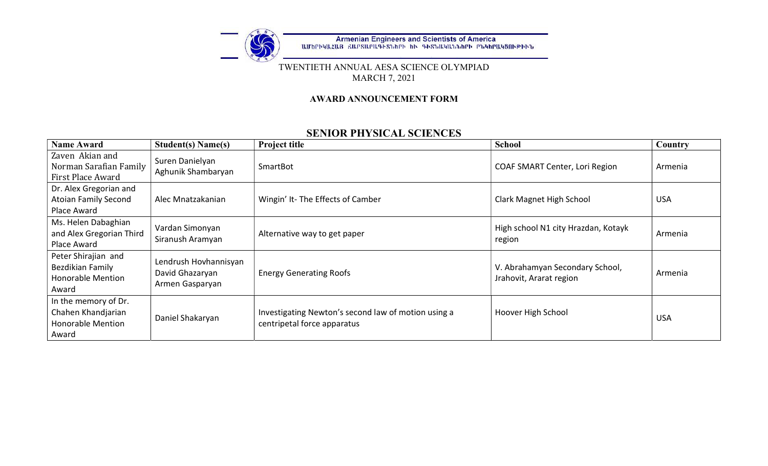Armenian Engineers and Scientists of America
ԱՄԵՐԻԿԱՀԱՅ ՃԱՐՏԱՐԱԳԵՏՆԵՐԻ ԵՒ ԳԻՏՆԱԿԱՆՆԵՐԻ ԸՆԿԵՐԱԿՑՈՒԹԻՒՆ

TWENTIETH ANNUAL AESA SCIENCE OLYMPIAD
MARCH 7, 2021

**AWARD ANNOUNCEMENT FORM**

## SENIOR PHYSICAL SCIENCES

| Name Award | Student(s) Name(s) | Project title | School | Country |
|---|---|---|---|---|
| Zaven Akian and Norman Sarafian Family First Place Award | Suren Danielyan<br>Aghunik Shambaryan | SmartBot | COAF SMART Center, Lori Region | Armenia |
| Dr. Alex Gregorian and Atoian Family Second Place Award | Alec Mnatzakanian | Wingin' It- The Effects of Camber | Clark Magnet High School | USA |
| Ms. Helen Dabaghian and Alex Gregorian Third Place Award | Vardan Simonyan<br>Siranush Aramyan | Alternative way to get paper | High school N1 city Hrazdan, Kotayk region | Armenia |
| Peter Shirajian and Bezdikian Family Honorable Mention Award | Lendrush Hovhannisyan<br>David Ghazaryan<br>Armen Gasparyan | Energy Generating Roofs | V. Abrahamyan Secondary School, Jrahovit, Ararat region | Armenia |
| In the memory of Dr. Chahen Khandjarian Honorable Mention Award | Daniel Shakaryan | Investigating Newton's second law of motion using a centripetal force apparatus | Hoover High School | USA |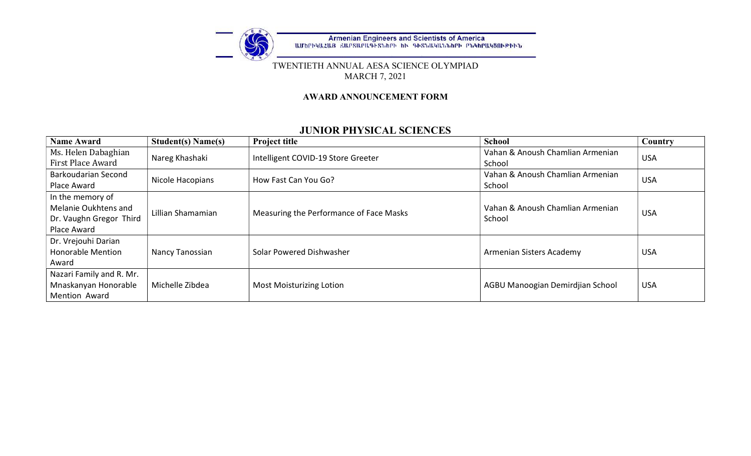Armenian Engineers and Scientists of America

TWENTIETH ANNUAL AESA SCIENCE OLYMPIAD
MARCH 7, 2021

**AWARD ANNOUNCEMENT FORM**

## JUNIOR PHYSICAL SCIENCES

| Name Award | Student(s) Name(s) | Project title | School | Country |
|---|---|---|---|---|
| Ms. Helen Dabaghian First Place Award | Nareg Khashaki | Intelligent COVID-19 Store Greeter | Vahan & Anoush Chamlian Armenian School | USA |
| Barkoudarian Second Place Award | Nicole Hacopians | How Fast Can You Go? | Vahan & Anoush Chamlian Armenian School | USA |
| In the memory of Melanie Oukhtens and Dr. Vaughn Gregor Third Place Award | Lillian Shamamian | Measuring the Performance of Face Masks | Vahan & Anoush Chamlian Armenian School | USA |
| Dr. Vrejouhi Darian Honorable Mention Award | Nancy Tanossian | Solar Powered Dishwasher | Armenian Sisters Academy | USA |
| Nazari Family and R. Mr. Mnaskanyan Honorable Mention Award | Michelle Zibdea | Most Moisturizing Lotion | AGBU Manoogian Demirdjian School | USA |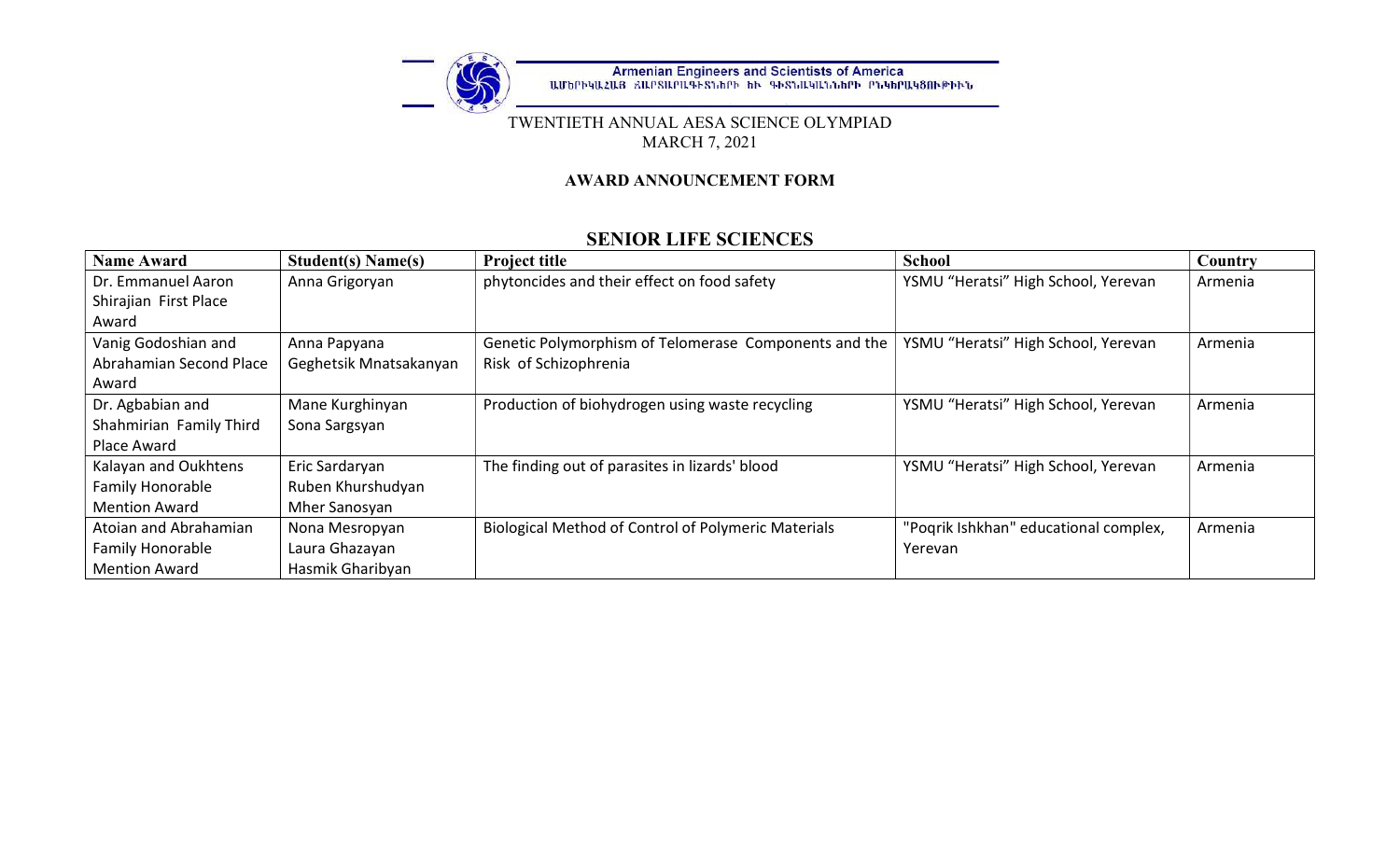Armenian Engineers and Scientists of America
ԱՄԵՐԻԿԱՀԱՅ ՃԱՐՏԱՐԱԳԻՏՆԵՐԻ ԵՒ ԳԻՏՆԱԿԱՆՆԵՐԻ ԸՆԿԵՐԱԿՑՈՒԹԻՒՆ

TWENTIETH ANNUAL AESA SCIENCE OLYMPIAD
MARCH 7, 2021

**AWARD ANNOUNCEMENT FORM**

## SENIOR LIFE SCIENCES

| Name Award | Student(s) Name(s) | Project title | School | Country |
|---|---|---|---|---|
| Dr. Emmanuel Aaron Shirajian First Place Award | Anna Grigoryan | phytoncides and their effect on food safety | YSMU “Heratsi” High School, Yerevan | Armenia |
| Vanig Godoshian and Abrahamian Second Place Award | Anna Papyana<br>Geghetsik Mnatsakanyan | Genetic Polymorphism of Telomerase Components and the Risk of Schizophrenia | YSMU “Heratsi” High School, Yerevan | Armenia |
| Dr. Agbabian and Shahmirian Family Third Place Award | Mane Kurghinyan<br>Sona Sargsyan | Production of biohydrogen using waste recycling | YSMU “Heratsi” High School, Yerevan | Armenia |
| Kalayan and Oukhtens Family Honorable Mention Award | Eric Sardaryan<br>Ruben Khurshudyan<br>Mher Sanosyan | The finding out of parasites in lizards' blood | YSMU “Heratsi” High School, Yerevan | Armenia |
| Atoian and Abrahamian Family Honorable Mention Award | Nona Mesropyan<br>Laura Ghazayan<br>Hasmik Gharibyan | Biological Method of Control of Polymeric Materials | "Poqrik Ishkhan" educational complex, Yerevan | Armenia |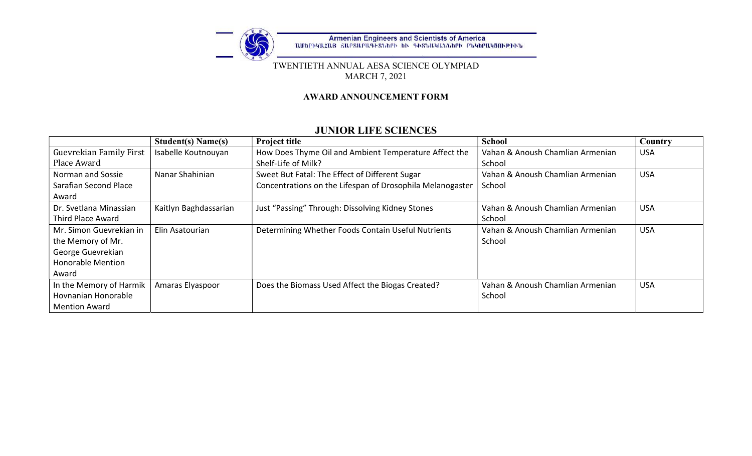Armenian Engineers and Scientists of America

ԱՄԵՐԻԿԱՀԱՅ ՃԱՐՏԱՐԱԳԷՏՆԵՐԻ ԵՒ ԳԻՏՆԱԿԱՆՆԵՐԻ ԸՆԿԵՐԱԿՑՈՒԹԻՒՆ

TWENTIETH ANNUAL AESA SCIENCE OLYMPIAD

MARCH 7, 2021

**AWARD ANNOUNCEMENT FORM**

## JUNIOR LIFE SCIENCES

| | Student(s) Name(s) | Project title | School | Country |
|---|---|---|---|---|
| Guevrekian Family First Place Award | Isabelle Koutnouyan | How Does Thyme Oil and Ambient Temperature Affect the Shelf-Life of Milk? | Vahan & Anoush Chamlian Armenian School | USA |
| Norman and Sossie Sarafian Second Place Award | Nanar Shahinian | Sweet But Fatal: The Effect of Different Sugar Concentrations on the Lifespan of Drosophila Melanogaster | Vahan & Anoush Chamlian Armenian School | USA |
| Dr. Svetlana Minassian Third Place Award | Kaitlyn Baghdassarian | Just "Passing" Through: Dissolving Kidney Stones | Vahan & Anoush Chamlian Armenian School | USA |
| Mr. Simon Guevrekian in the Memory of Mr. George Guevrekian Honorable Mention Award | Elin Asatourian | Determining Whether Foods Contain Useful Nutrients | Vahan & Anoush Chamlian Armenian School | USA |
| In the Memory of Harmik Hovnanian Honorable Mention Award | Amaras Elyaspoor | Does the Biomass Used Affect the Biogas Created? | Vahan & Anoush Chamlian Armenian School | USA |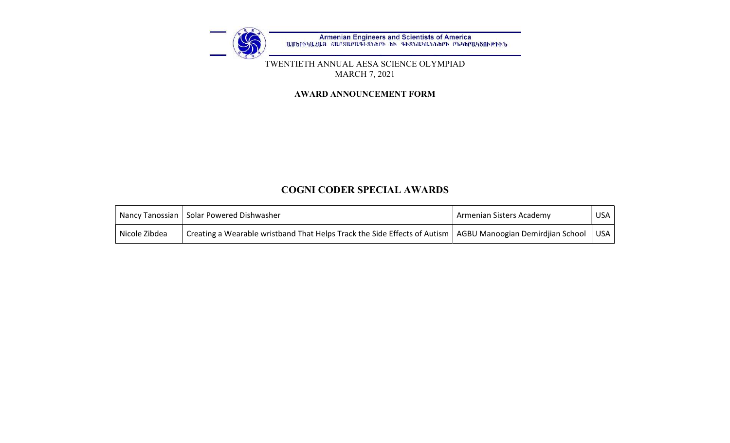Armenian Engineers and Scientists of America

ԱՄԵՐԻԿԱՀԱՅ ՃԱՐՏԱՐԱԳԷՏՆԵՐԻ ԵՒ ԳԻՏՆԱԿԱՆՆԵՐԻ ԸՆԿԵՐԱԿՑՈՒԹԻՒՆ

TWENTIETH ANNUAL AESA SCIENCE OLYMPIAD
MARCH 7, 2021

**AWARD ANNOUNCEMENT FORM**

## COGNI CODER SPECIAL AWARDS

| | | | |
|---|---|---|---|
| Nancy Tanossian | Solar Powered Dishwasher | Armenian Sisters Academy | USA |
| Nicole Zibdea | Creating a Wearable wristband That Helps Track the Side Effects of Autism | AGBU Manoogian Demirdjian School | USA |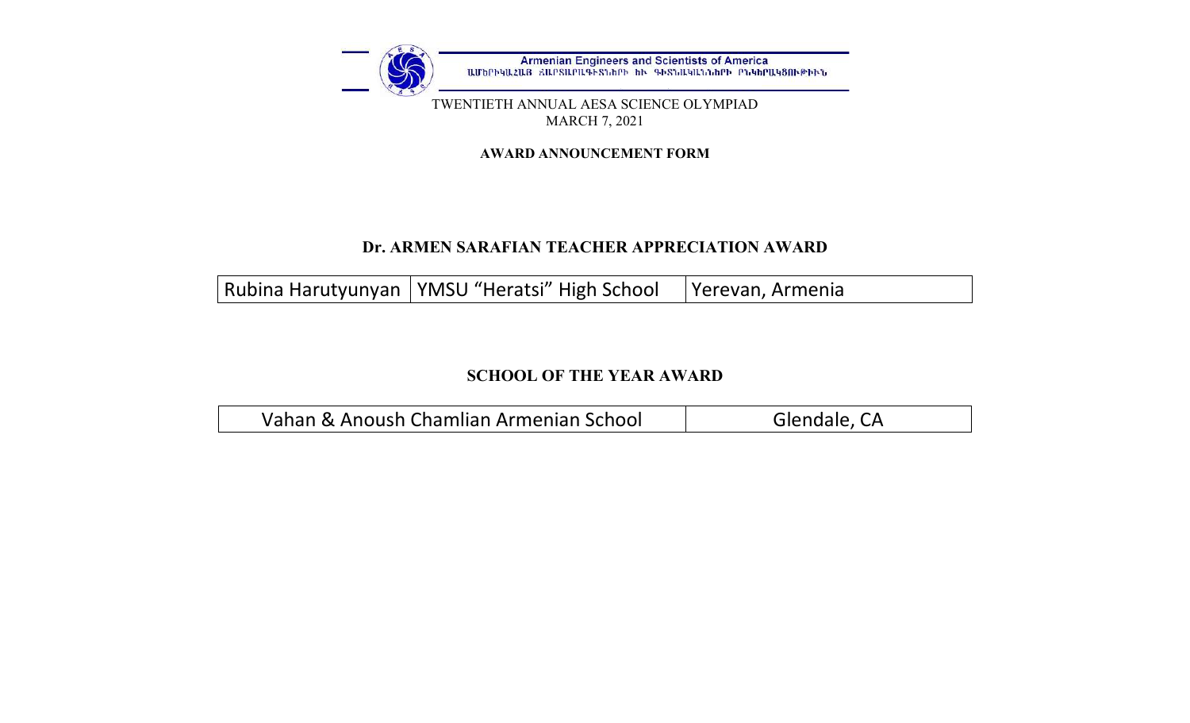Armenian Engineers and Scientists of America

ԱՄԵՐԻԿԱՀԱՅ ՃԱՐՏԱՐԱԳԵՏՆԵՐԻ ԵՒ ԳԻՏՆԱԿԱՆՆԵՐԻ ԸՆԿԵՐԱԿՑՈՒԹԻՒՆ

TWENTIETH ANNUAL AESA SCIENCE OLYMPIAD

MARCH 7, 2021

**AWARD ANNOUNCEMENT FORM**

## Dr. ARMEN SARAFIAN TEACHER APPRECIATION AWARD

| | | |
|---|---|---|
| Rubina Harutyunyan | YMSU “Heratsi” High School | Yerevan, Armenia |

## SCHOOL OF THE YEAR AWARD

| | |
|---|---|
| Vahan & Anoush Chamlian Armenian School | Glendale, CA |